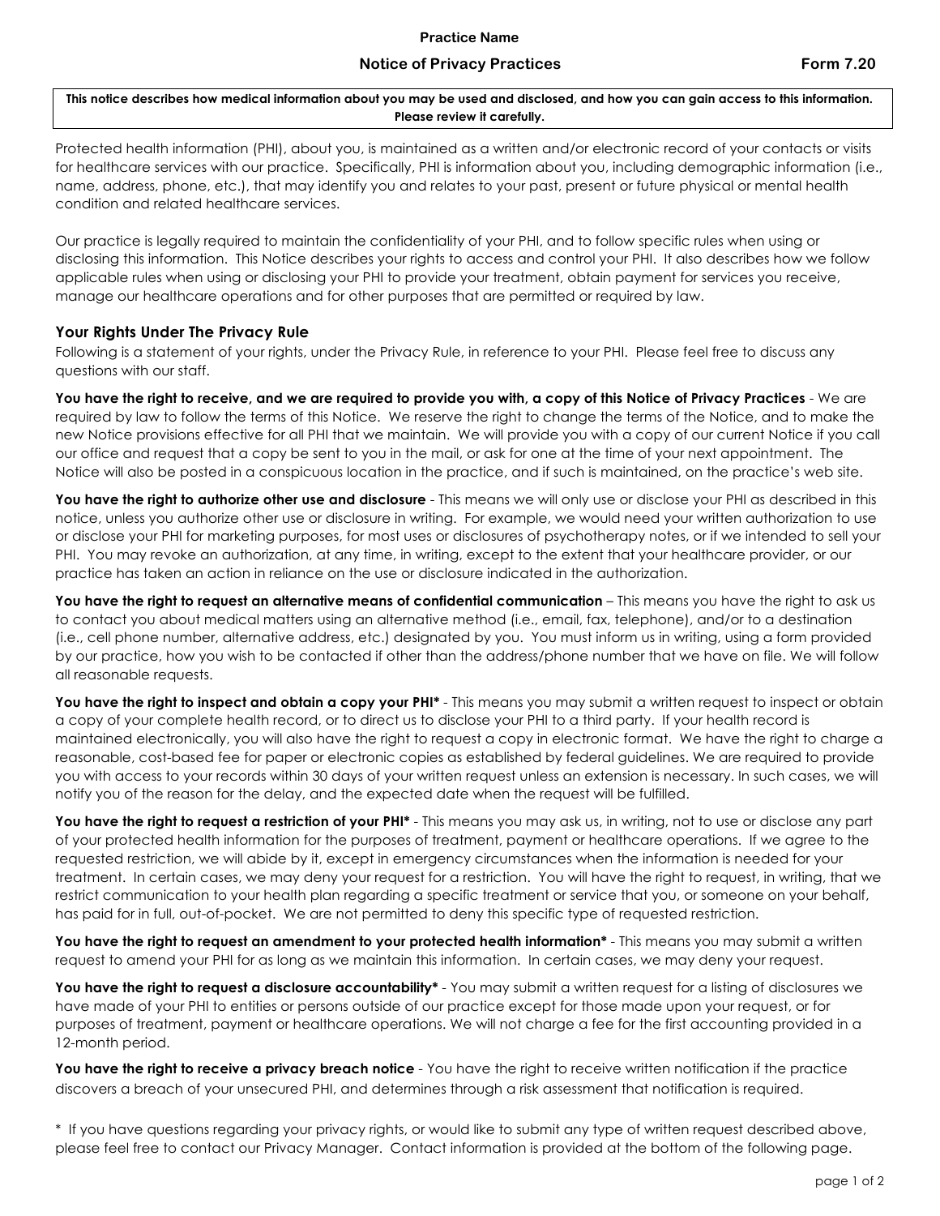**Practice Name**

# Notice of Privacy Practices

**Form 7.20**

**This notice describes how medical information about you may be used and disclosed, and how you can gain access to this information. Please review it carefully.**

Protected health information (PHI), about you, is maintained as a written and/or electronic record of your contacts or visits for healthcare services with our practice. Specifically, PHI is information about you, including demographic information (i.e., name, address, phone, etc.), that may identify you and relates to your past, present or future physical or mental health condition and related healthcare services.

Our practice is legally required to maintain the confidentiality of your PHI, and to follow specific rules when using or disclosing this information. This Notice describes your rights to access and control your PHI. It also describes how we follow applicable rules when using or disclosing your PHI to provide your treatment, obtain payment for services you receive, manage our healthcare operations and for other purposes that are permitted or required by law.

## Your Rights Under The Privacy Rule

Following is a statement of your rights, under the Privacy Rule, in reference to your PHI. Please feel free to discuss any questions with our staff.

**You have the right to receive, and we are required to provide you with, a copy of this Notice of Privacy Practices** - We are required by law to follow the terms of this Notice. We reserve the right to change the terms of the Notice, and to make the new Notice provisions effective for all PHI that we maintain. We will provide you with a copy of our current Notice if you call our office and request that a copy be sent to you in the mail, or ask for one at the time of your next appointment. The Notice will also be posted in a conspicuous location in the practice, and if such is maintained, on the practice's web site.

**You have the right to authorize other use and disclosure** - This means we will only use or disclose your PHI as described in this notice, unless you authorize other use or disclosure in writing. For example, we would need your written authorization to use or disclose your PHI for marketing purposes, for most uses or disclosures of psychotherapy notes, or if we intended to sell your PHI. You may revoke an authorization, at any time, in writing, except to the extent that your healthcare provider, or our practice has taken an action in reliance on the use or disclosure indicated in the authorization.

**You have the right to request an alternative means of confidential communication** – This means you have the right to ask us to contact you about medical matters using an alternative method (i.e., email, fax, telephone), and/or to a destination (i.e., cell phone number, alternative address, etc.) designated by you. You must inform us in writing, using a form provided by our practice, how you wish to be contacted if other than the address/phone number that we have on file. We will follow all reasonable requests.

**You have the right to inspect and obtain a copy your PHI*** - This means you may submit a written request to inspect or obtain a copy of your complete health record, or to direct us to disclose your PHI to a third party. If your health record is maintained electronically, you will also have the right to request a copy in electronic format. We have the right to charge a reasonable, cost-based fee for paper or electronic copies as established by federal guidelines. We are required to provide you with access to your records within 30 days of your written request unless an extension is necessary. In such cases, we will notify you of the reason for the delay, and the expected date when the request will be fulfilled.

**You have the right to request a restriction of your PHI*** - This means you may ask us, in writing, not to use or disclose any part of your protected health information for the purposes of treatment, payment or healthcare operations. If we agree to the requested restriction, we will abide by it, except in emergency circumstances when the information is needed for your treatment. In certain cases, we may deny your request for a restriction. You will have the right to request, in writing, that we restrict communication to your health plan regarding a specific treatment or service that you, or someone on your behalf, has paid for in full, out-of-pocket. We are not permitted to deny this specific type of requested restriction.

**You have the right to request an amendment to your protected health information*** - This means you may submit a written request to amend your PHI for as long as we maintain this information. In certain cases, we may deny your request.

**You have the right to request a disclosure accountability*** - You may submit a written request for a listing of disclosures we have made of your PHI to entities or persons outside of our practice except for those made upon your request, or for purposes of treatment, payment or healthcare operations. We will not charge a fee for the first accounting provided in a 12-month period.

**You have the right to receive a privacy breach notice** - You have the right to receive written notification if the practice discovers a breach of your unsecured PHI, and determines through a risk assessment that notification is required.

\* If you have questions regarding your privacy rights, or would like to submit any type of written request described above, please feel free to contact our Privacy Manager. Contact information is provided at the bottom of the following page.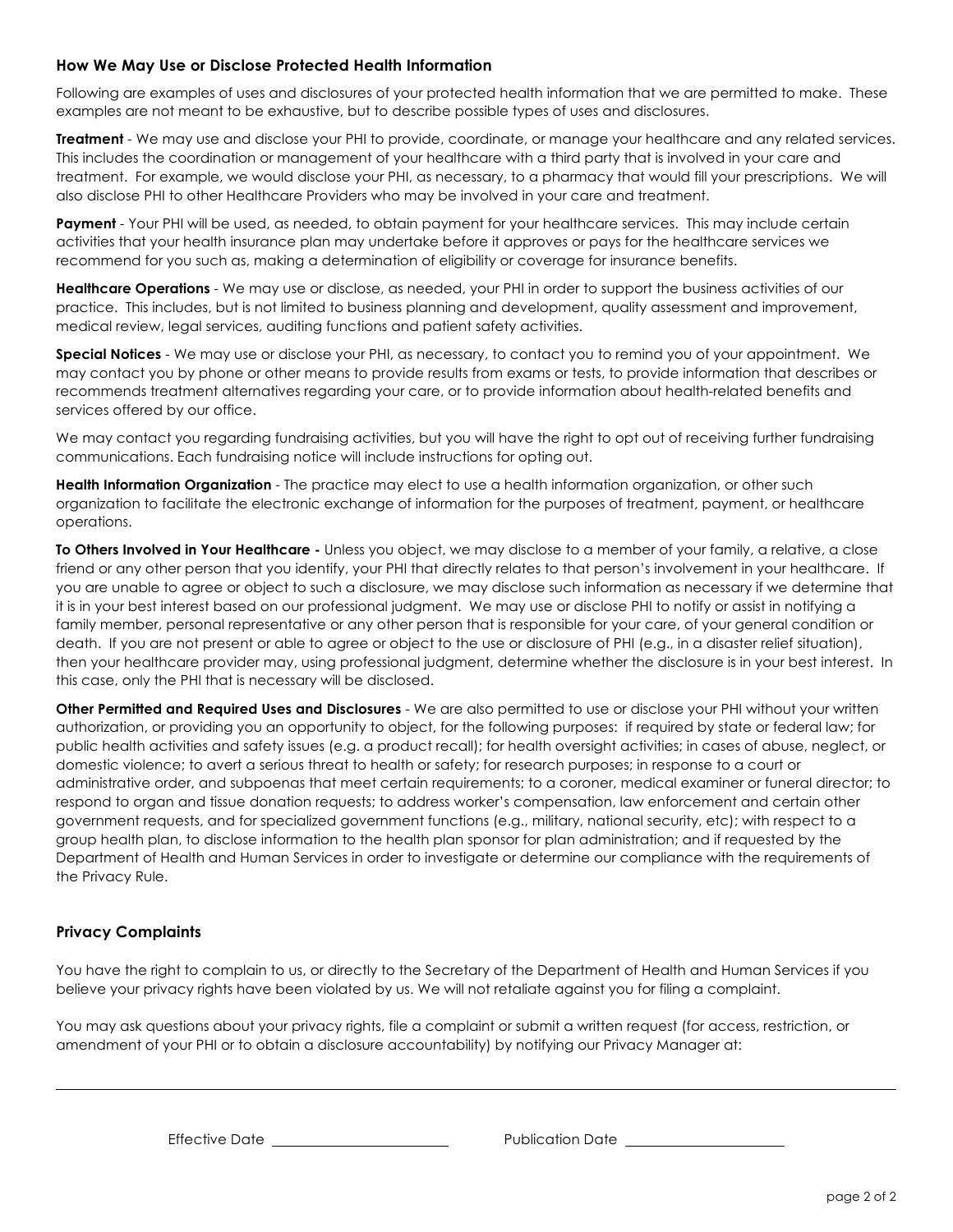## How We May Use or Disclose Protected Health Information

Following are examples of uses and disclosures of your protected health information that we are permitted to make. These examples are not meant to be exhaustive, but to describe possible types of uses and disclosures.

**Treatment** - We may use and disclose your PHI to provide, coordinate, or manage your healthcare and any related services. This includes the coordination or management of your healthcare with a third party that is involved in your care and treatment. For example, we would disclose your PHI, as necessary, to a pharmacy that would fill your prescriptions. We will also disclose PHI to other Healthcare Providers who may be involved in your care and treatment.

**Payment** - Your PHI will be used, as needed, to obtain payment for your healthcare services. This may include certain activities that your health insurance plan may undertake before it approves or pays for the healthcare services we recommend for you such as, making a determination of eligibility or coverage for insurance benefits.

**Healthcare Operations** - We may use or disclose, as needed, your PHI in order to support the business activities of our practice. This includes, but is not limited to business planning and development, quality assessment and improvement, medical review, legal services, auditing functions and patient safety activities.

**Special Notices** - We may use or disclose your PHI, as necessary, to contact you to remind you of your appointment. We may contact you by phone or other means to provide results from exams or tests, to provide information that describes or recommends treatment alternatives regarding your care, or to provide information about health-related benefits and services offered by our office.

We may contact you regarding fundraising activities, but you will have the right to opt out of receiving further fundraising communications. Each fundraising notice will include instructions for opting out.

**Health Information Organization** - The practice may elect to use a health information organization, or other such organization to facilitate the electronic exchange of information for the purposes of treatment, payment, or healthcare operations.

**To Others Involved in Your Healthcare -** Unless you object, we may disclose to a member of your family, a relative, a close friend or any other person that you identify, your PHI that directly relates to that person's involvement in your healthcare. If you are unable to agree or object to such a disclosure, we may disclose such information as necessary if we determine that it is in your best interest based on our professional judgment. We may use or disclose PHI to notify or assist in notifying a family member, personal representative or any other person that is responsible for your care, of your general condition or death. If you are not present or able to agree or object to the use or disclosure of PHI (e.g., in a disaster relief situation), then your healthcare provider may, using professional judgment, determine whether the disclosure is in your best interest. In this case, only the PHI that is necessary will be disclosed.

**Other Permitted and Required Uses and Disclosures** - We are also permitted to use or disclose your PHI without your written authorization, or providing you an opportunity to object, for the following purposes: if required by state or federal law; for public health activities and safety issues (e.g. a product recall); for health oversight activities; in cases of abuse, neglect, or domestic violence; to avert a serious threat to health or safety; for research purposes; in response to a court or administrative order, and subpoenas that meet certain requirements; to a coroner, medical examiner or funeral director; to respond to organ and tissue donation requests; to address worker's compensation, law enforcement and certain other government requests, and for specialized government functions (e.g., military, national security, etc); with respect to a group health plan, to disclose information to the health plan sponsor for plan administration; and if requested by the Department of Health and Human Services in order to investigate or determine our compliance with the requirements of the Privacy Rule.

## Privacy Complaints

You have the right to complain to us, or directly to the Secretary of the Department of Health and Human Services if you believe your privacy rights have been violated by us. We will not retaliate against you for filing a complaint.

You may ask questions about your privacy rights, file a complaint or submit a written request (for access, restriction, or amendment of your PHI or to obtain a disclosure accountability) by notifying our Privacy Manager at:

---

Effective Date ____________________ Publication Date ____________________